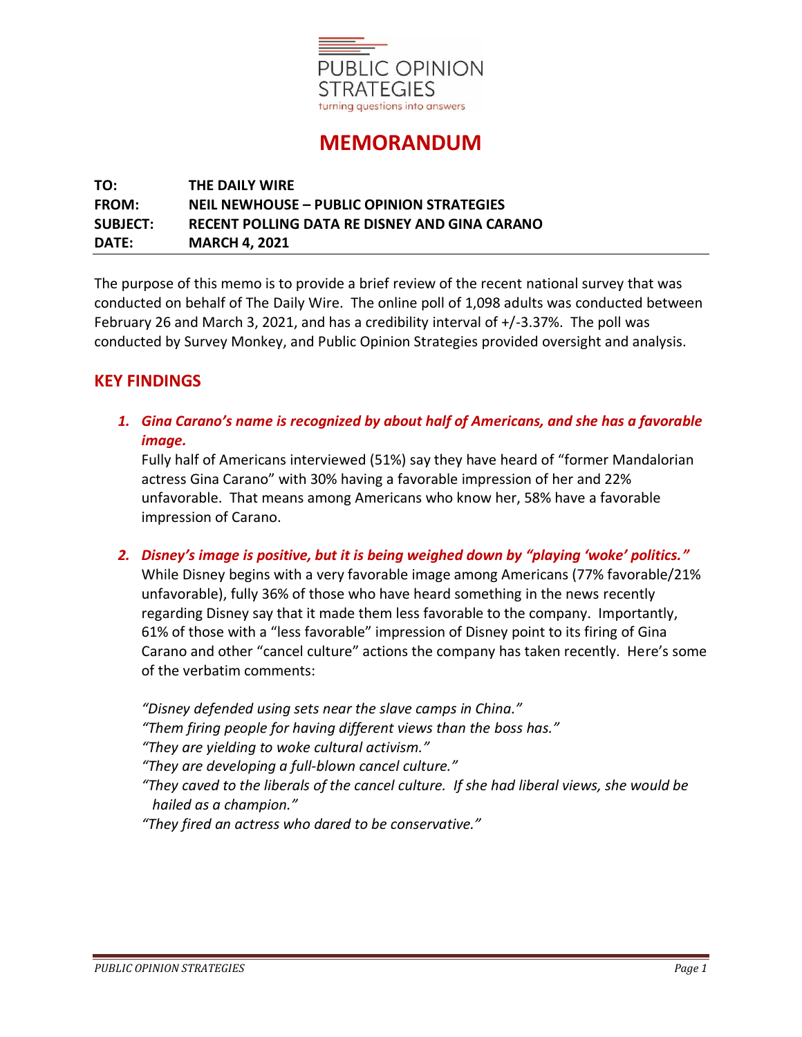PUBLIC OPINION STRATEGIES
turning questions into answers

# MEMORANDUM

**TO:** THE DAILY WIRE
**FROM:** NEIL NEWHOUSE – PUBLIC OPINION STRATEGIES
**SUBJECT:** RECENT POLLING DATA RE DISNEY AND GINA CARANO
**DATE:** MARCH 4, 2021

The purpose of this memo is to provide a brief review of the recent national survey that was conducted on behalf of The Daily Wire. The online poll of 1,098 adults was conducted between February 26 and March 3, 2021, and has a credibility interval of +/-3.37%. The poll was conducted by Survey Monkey, and Public Opinion Strategies provided oversight and analysis.

## KEY FINDINGS

1. ***Gina Carano's name is recognized by about half of Americans, and she has a favorable image.***
   Fully half of Americans interviewed (51%) say they have heard of "former Mandalorian actress Gina Carano" with 30% having a favorable impression of her and 22% unfavorable. That means among Americans who know her, 58% have a favorable impression of Carano.

2. ***Disney's image is positive, but it is being weighed down by "playing 'woke' politics."***
   While Disney begins with a very favorable image among Americans (77% favorable/21% unfavorable), fully 36% of those who have heard something in the news recently regarding Disney say that it made them less favorable to the company. Importantly, 61% of those with a "less favorable" impression of Disney point to its firing of Gina Carano and other "cancel culture" actions the company has taken recently. Here's some of the verbatim comments:

   *"Disney defended using sets near the slave camps in China."*
   *"Them firing people for having different views than the boss has."*
   *"They are yielding to woke cultural activism."*
   *"They are developing a full-blown cancel culture."*
   *"They caved to the liberals of the cancel culture. If she had liberal views, she would be hailed as a champion."*
   *"They fired an actress who dared to be conservative."*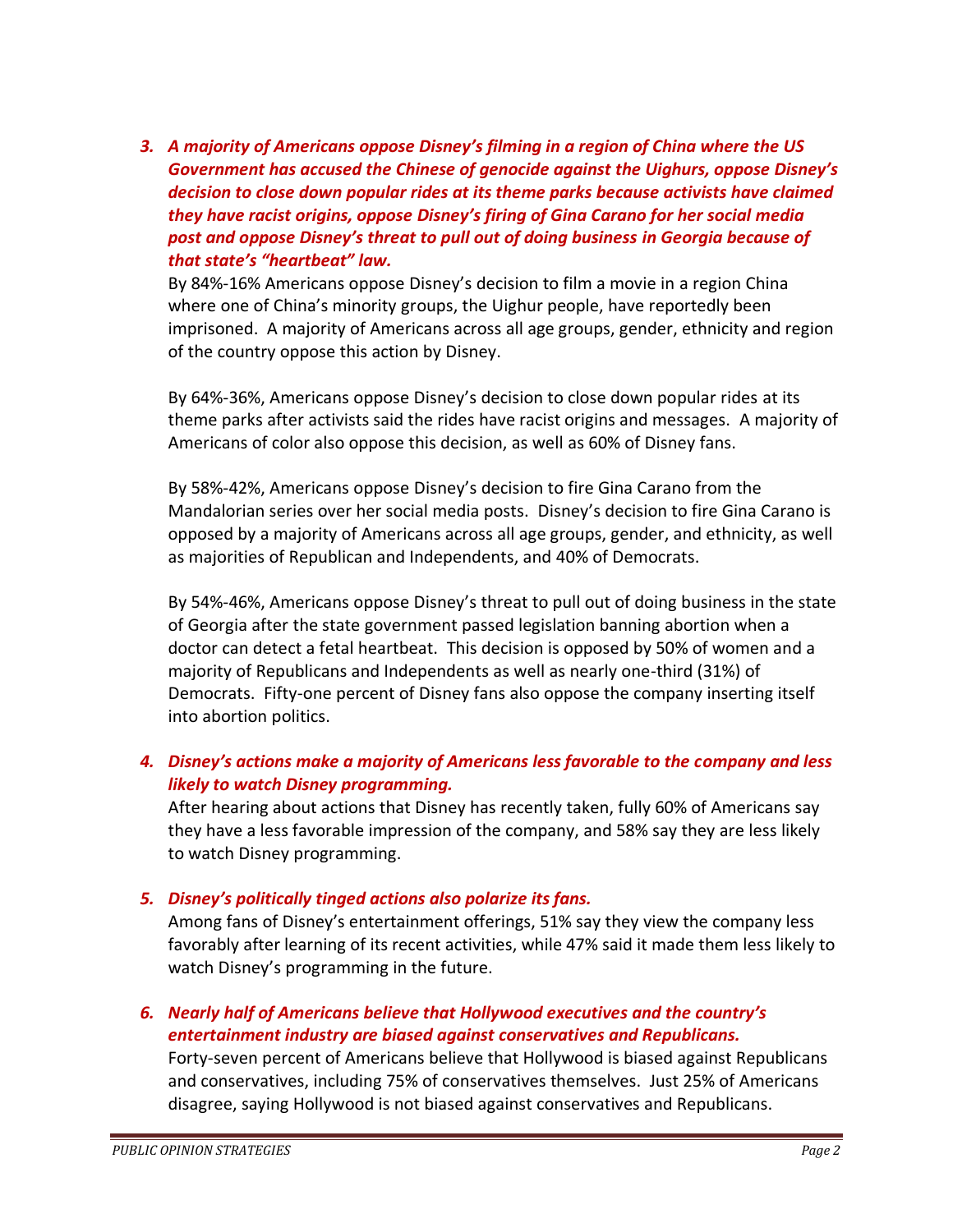3. ***A majority of Americans oppose Disney's filming in a region of China where the US Government has accused the Chinese of genocide against the Uighurs, oppose Disney's decision to close down popular rides at its theme parks because activists have claimed they have racist origins, oppose Disney's firing of Gina Carano for her social media post and oppose Disney's threat to pull out of doing business in Georgia because of that state's "heartbeat" law.***

   By 84%-16% Americans oppose Disney's decision to film a movie in a region China where one of China's minority groups, the Uighur people, have reportedly been imprisoned. A majority of Americans across all age groups, gender, ethnicity and region of the country oppose this action by Disney.

   By 64%-36%, Americans oppose Disney's decision to close down popular rides at its theme parks after activists said the rides have racist origins and messages. A majority of Americans of color also oppose this decision, as well as 60% of Disney fans.

   By 58%-42%, Americans oppose Disney's decision to fire Gina Carano from the Mandalorian series over her social media posts. Disney's decision to fire Gina Carano is opposed by a majority of Americans across all age groups, gender, and ethnicity, as well as majorities of Republican and Independents, and 40% of Democrats.

   By 54%-46%, Americans oppose Disney's threat to pull out of doing business in the state of Georgia after the state government passed legislation banning abortion when a doctor can detect a fetal heartbeat. This decision is opposed by 50% of women and a majority of Republicans and Independents as well as nearly one-third (31%) of Democrats. Fifty-one percent of Disney fans also oppose the company inserting itself into abortion politics.

4. ***Disney's actions make a majority of Americans less favorable to the company and less likely to watch Disney programming.***

   After hearing about actions that Disney has recently taken, fully 60% of Americans say they have a less favorable impression of the company, and 58% say they are less likely to watch Disney programming.

5. ***Disney's politically tinged actions also polarize its fans.***

   Among fans of Disney's entertainment offerings, 51% say they view the company less favorably after learning of its recent activities, while 47% said it made them less likely to watch Disney's programming in the future.

6. ***Nearly half of Americans believe that Hollywood executives and the country's entertainment industry are biased against conservatives and Republicans.***

   Forty-seven percent of Americans believe that Hollywood is biased against Republicans and conservatives, including 75% of conservatives themselves. Just 25% of Americans disagree, saying Hollywood is not biased against conservatives and Republicans.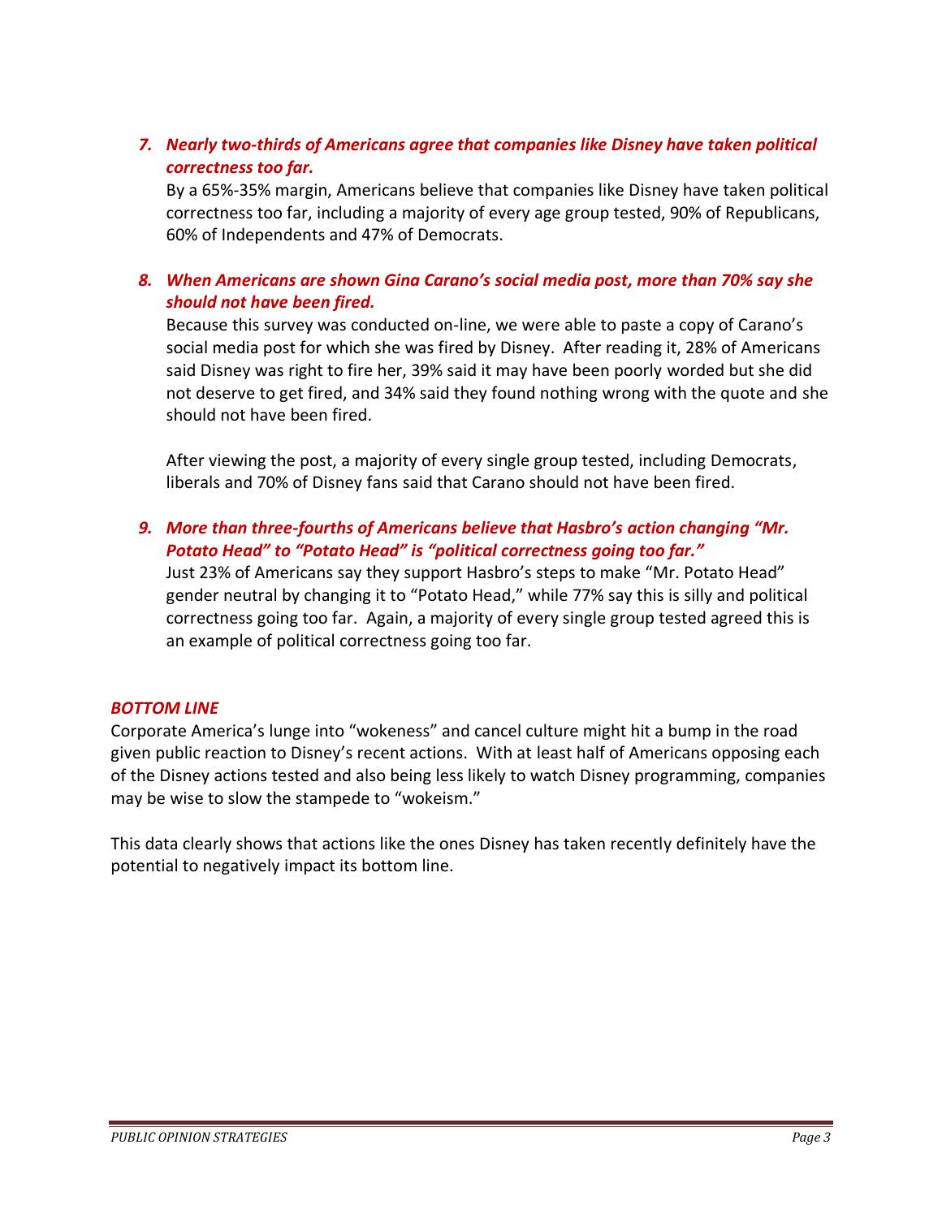7. ***Nearly two-thirds of Americans agree that companies like Disney have taken political correctness too far.***

   By a 65%-35% margin, Americans believe that companies like Disney have taken political correctness too far, including a majority of every age group tested, 90% of Republicans, 60% of Independents and 47% of Democrats.

8. ***When Americans are shown Gina Carano's social media post, more than 70% say she should not have been fired.***

   Because this survey was conducted on-line, we were able to paste a copy of Carano's social media post for which she was fired by Disney. After reading it, 28% of Americans said Disney was right to fire her, 39% said it may have been poorly worded but she did not deserve to get fired, and 34% said they found nothing wrong with the quote and she should not have been fired.

   After viewing the post, a majority of every single group tested, including Democrats, liberals and 70% of Disney fans said that Carano should not have been fired.

9. ***More than three-fourths of Americans believe that Hasbro's action changing "Mr. Potato Head" to "Potato Head" is "political correctness going too far."***

   Just 23% of Americans say they support Hasbro's steps to make "Mr. Potato Head" gender neutral by changing it to "Potato Head," while 77% say this is silly and political correctness going too far. Again, a majority of every single group tested agreed this is an example of political correctness going too far.

***BOTTOM LINE***

Corporate America's lunge into "wokeness" and cancel culture might hit a bump in the road given public reaction to Disney's recent actions. With at least half of Americans opposing each of the Disney actions tested and also being less likely to watch Disney programming, companies may be wise to slow the stampede to "wokeism."

This data clearly shows that actions like the ones Disney has taken recently definitely have the potential to negatively impact its bottom line.